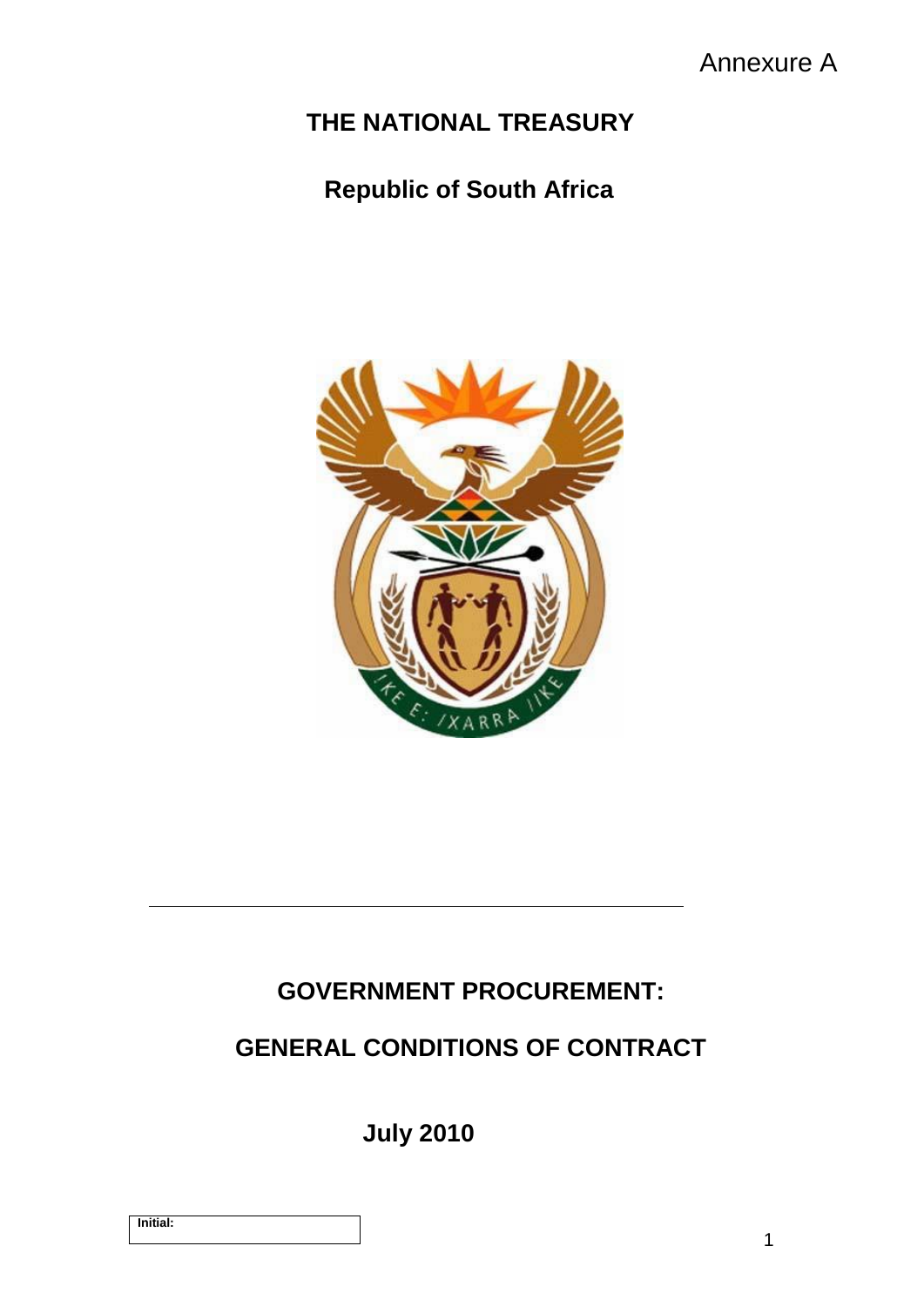Annexure A

# THE NATIONAL TREASURY

## Republic of South Africa

# GOVERNMENT PROCUREMENT:

# GENERAL CONDITIONS OF CONTRACT

**July 2010**

**Initial:**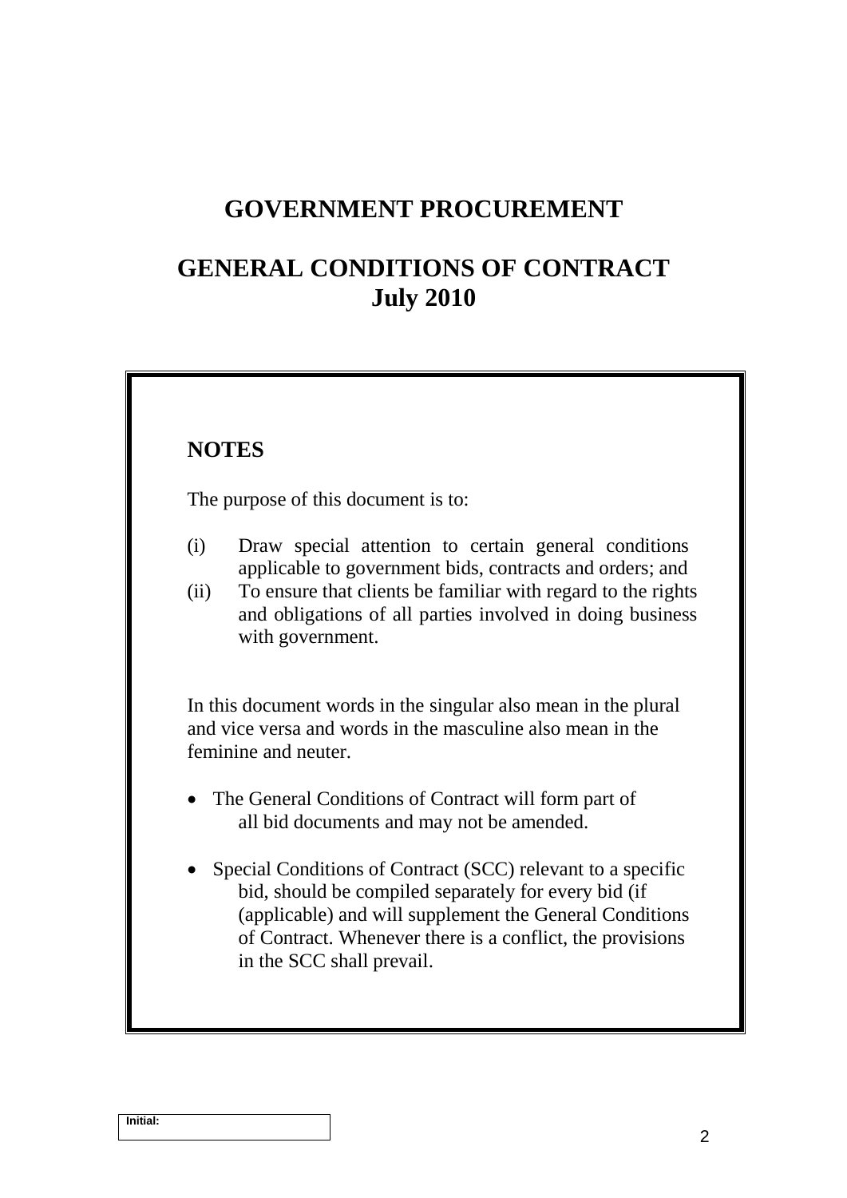# GOVERNMENT PROCUREMENT

# GENERAL CONDITIONS OF CONTRACT
# July 2010

## NOTES

The purpose of this document is to:

(i) Draw special attention to certain general conditions applicable to government bids, contracts and orders; and

(ii) To ensure that clients be familiar with regard to the rights and obligations of all parties involved in doing business with government.

In this document words in the singular also mean in the plural and vice versa and words in the masculine also mean in the feminine and neuter.

- The General Conditions of Contract will form part of all bid documents and may not be amended.
- Special Conditions of Contract (SCC) relevant to a specific bid, should be compiled separately for every bid (if (applicable) and will supplement the General Conditions of Contract. Whenever there is a conflict, the provisions in the SCC shall prevail.

Initial: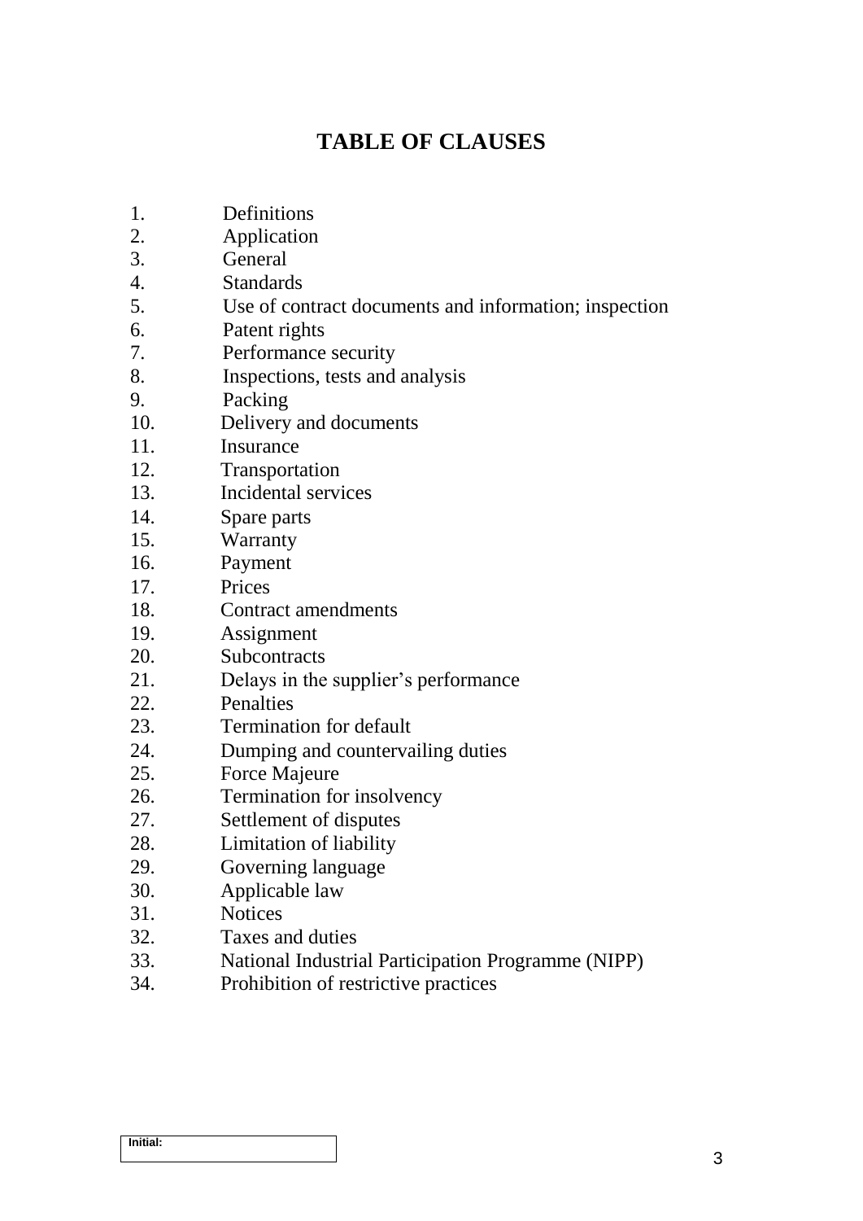# TABLE OF CLAUSES

1. Definitions
2. Application
3. General
4. Standards
5. Use of contract documents and information; inspection
6. Patent rights
7. Performance security
8. Inspections, tests and analysis
9. Packing
10. Delivery and documents
11. Insurance
12. Transportation
13. Incidental services
14. Spare parts
15. Warranty
16. Payment
17. Prices
18. Contract amendments
19. Assignment
20. Subcontracts
21. Delays in the supplier's performance
22. Penalties
23. Termination for default
24. Dumping and countervailing duties
25. Force Majeure
26. Termination for insolvency
27. Settlement of disputes
28. Limitation of liability
29. Governing language
30. Applicable law
31. Notices
32. Taxes and duties
33. National Industrial Participation Programme (NIPP)
34. Prohibition of restrictive practices

Initial: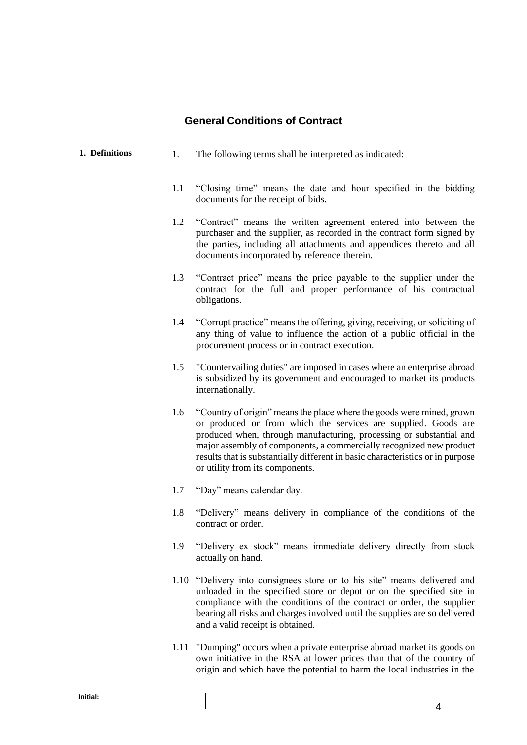## General Conditions of Contract

**1. Definitions**

1. The following terms shall be interpreted as indicated:

1.1 "Closing time" means the date and hour specified in the bidding documents for the receipt of bids.

1.2 "Contract" means the written agreement entered into between the purchaser and the supplier, as recorded in the contract form signed by the parties, including all attachments and appendices thereto and all documents incorporated by reference therein.

1.3 "Contract price" means the price payable to the supplier under the contract for the full and proper performance of his contractual obligations.

1.4 "Corrupt practice" means the offering, giving, receiving, or soliciting of any thing of value to influence the action of a public official in the procurement process or in contract execution.

1.5 "Countervailing duties" are imposed in cases where an enterprise abroad is subsidized by its government and encouraged to market its products internationally.

1.6 "Country of origin" means the place where the goods were mined, grown or produced or from which the services are supplied. Goods are produced when, through manufacturing, processing or substantial and major assembly of components, a commercially recognized new product results that is substantially different in basic characteristics or in purpose or utility from its components.

1.7 "Day" means calendar day.

1.8 "Delivery" means delivery in compliance of the conditions of the contract or order.

1.9 "Delivery ex stock" means immediate delivery directly from stock actually on hand.

1.10 "Delivery into consignees store or to his site" means delivered and unloaded in the specified store or depot or on the specified site in compliance with the conditions of the contract or order, the supplier bearing all risks and charges involved until the supplies are so delivered and a valid receipt is obtained.

1.11 "Dumping" occurs when a private enterprise abroad market its goods on own initiative in the RSA at lower prices than that of the country of origin and which have the potential to harm the local industries in the

Initial: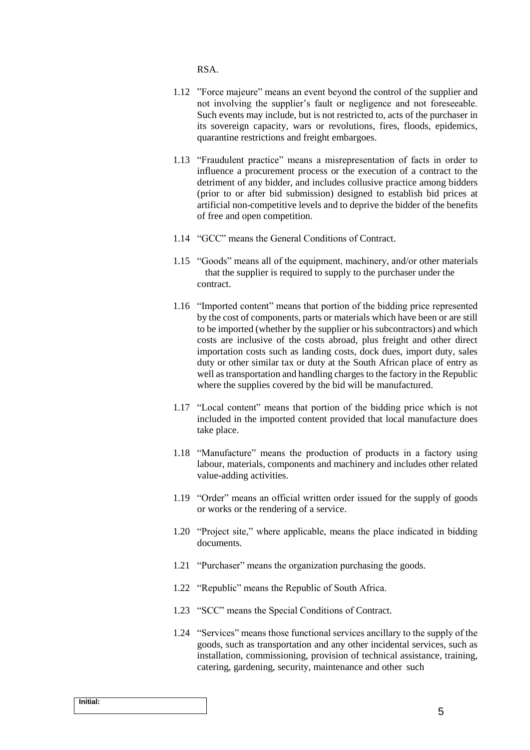RSA.

1.12 "Force majeure" means an event beyond the control of the supplier and not involving the supplier's fault or negligence and not foreseeable. Such events may include, but is not restricted to, acts of the purchaser in its sovereign capacity, wars or revolutions, fires, floods, epidemics, quarantine restrictions and freight embargoes.

1.13 "Fraudulent practice" means a misrepresentation of facts in order to influence a procurement process or the execution of a contract to the detriment of any bidder, and includes collusive practice among bidders (prior to or after bid submission) designed to establish bid prices at artificial non-competitive levels and to deprive the bidder of the benefits of free and open competition.

1.14 "GCC" means the General Conditions of Contract.

1.15 "Goods" means all of the equipment, machinery, and/or other materials that the supplier is required to supply to the purchaser under the contract.

1.16 "Imported content" means that portion of the bidding price represented by the cost of components, parts or materials which have been or are still to be imported (whether by the supplier or his subcontractors) and which costs are inclusive of the costs abroad, plus freight and other direct importation costs such as landing costs, dock dues, import duty, sales duty or other similar tax or duty at the South African place of entry as well as transportation and handling charges to the factory in the Republic where the supplies covered by the bid will be manufactured.

1.17 "Local content" means that portion of the bidding price which is not included in the imported content provided that local manufacture does take place.

1.18 "Manufacture" means the production of products in a factory using labour, materials, components and machinery and includes other related value-adding activities.

1.19 "Order" means an official written order issued for the supply of goods or works or the rendering of a service.

1.20 "Project site," where applicable, means the place indicated in bidding documents.

1.21 "Purchaser" means the organization purchasing the goods.

1.22 "Republic" means the Republic of South Africa.

1.23 "SCC" means the Special Conditions of Contract.

1.24 "Services" means those functional services ancillary to the supply of the goods, such as transportation and any other incidental services, such as installation, commissioning, provision of technical assistance, training, catering, gardening, security, maintenance and other such

Initial: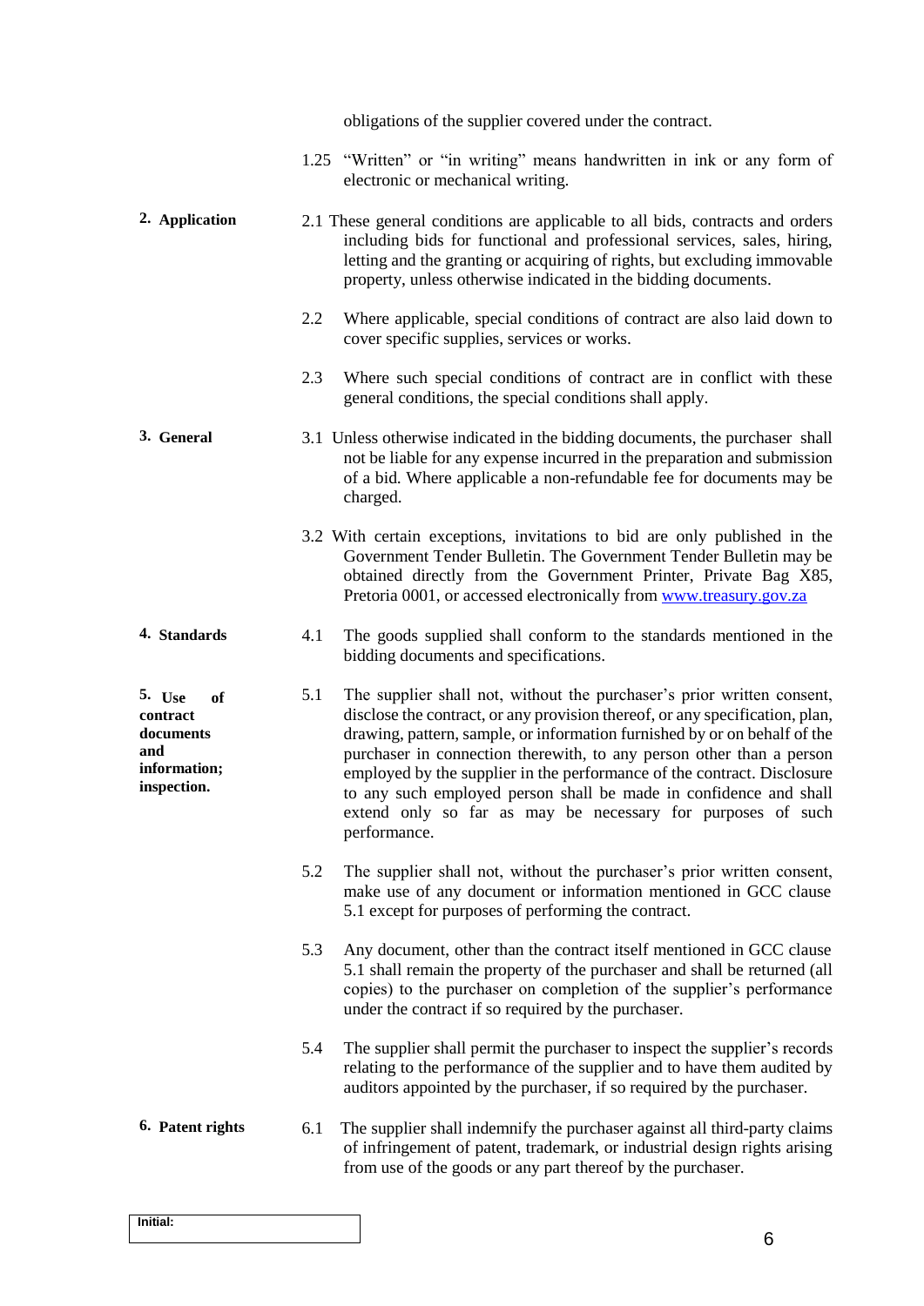obligations of the supplier covered under the contract.

1.25 "Written" or "in writing" means handwritten in ink or any form of electronic or mechanical writing.

**2. Application**

2.1 These general conditions are applicable to all bids, contracts and orders including bids for functional and professional services, sales, hiring, letting and the granting or acquiring of rights, but excluding immovable property, unless otherwise indicated in the bidding documents.

2.2 Where applicable, special conditions of contract are also laid down to cover specific supplies, services or works.

2.3 Where such special conditions of contract are in conflict with these general conditions, the special conditions shall apply.

**3. General**

3.1 Unless otherwise indicated in the bidding documents, the purchaser shall not be liable for any expense incurred in the preparation and submission of a bid. Where applicable a non-refundable fee for documents may be charged.

3.2 With certain exceptions, invitations to bid are only published in the Government Tender Bulletin. The Government Tender Bulletin may be obtained directly from the Government Printer, Private Bag X85, Pretoria 0001, or accessed electronically from www.treasury.gov.za

**4. Standards**

4.1 The goods supplied shall conform to the standards mentioned in the bidding documents and specifications.

**5. Use of contract documents and information; inspection.**

5.1 The supplier shall not, without the purchaser's prior written consent, disclose the contract, or any provision thereof, or any specification, plan, drawing, pattern, sample, or information furnished by or on behalf of the purchaser in connection therewith, to any person other than a person employed by the supplier in the performance of the contract. Disclosure to any such employed person shall be made in confidence and shall extend only so far as may be necessary for purposes of such performance.

5.2 The supplier shall not, without the purchaser's prior written consent, make use of any document or information mentioned in GCC clause 5.1 except for purposes of performing the contract.

5.3 Any document, other than the contract itself mentioned in GCC clause 5.1 shall remain the property of the purchaser and shall be returned (all copies) to the purchaser on completion of the supplier's performance under the contract if so required by the purchaser.

5.4 The supplier shall permit the purchaser to inspect the supplier's records relating to the performance of the supplier and to have them audited by auditors appointed by the purchaser, if so required by the purchaser.

**6. Patent rights**

6.1 The supplier shall indemnify the purchaser against all third-party claims of infringement of patent, trademark, or industrial design rights arising from use of the goods or any part thereof by the purchaser.

Initial: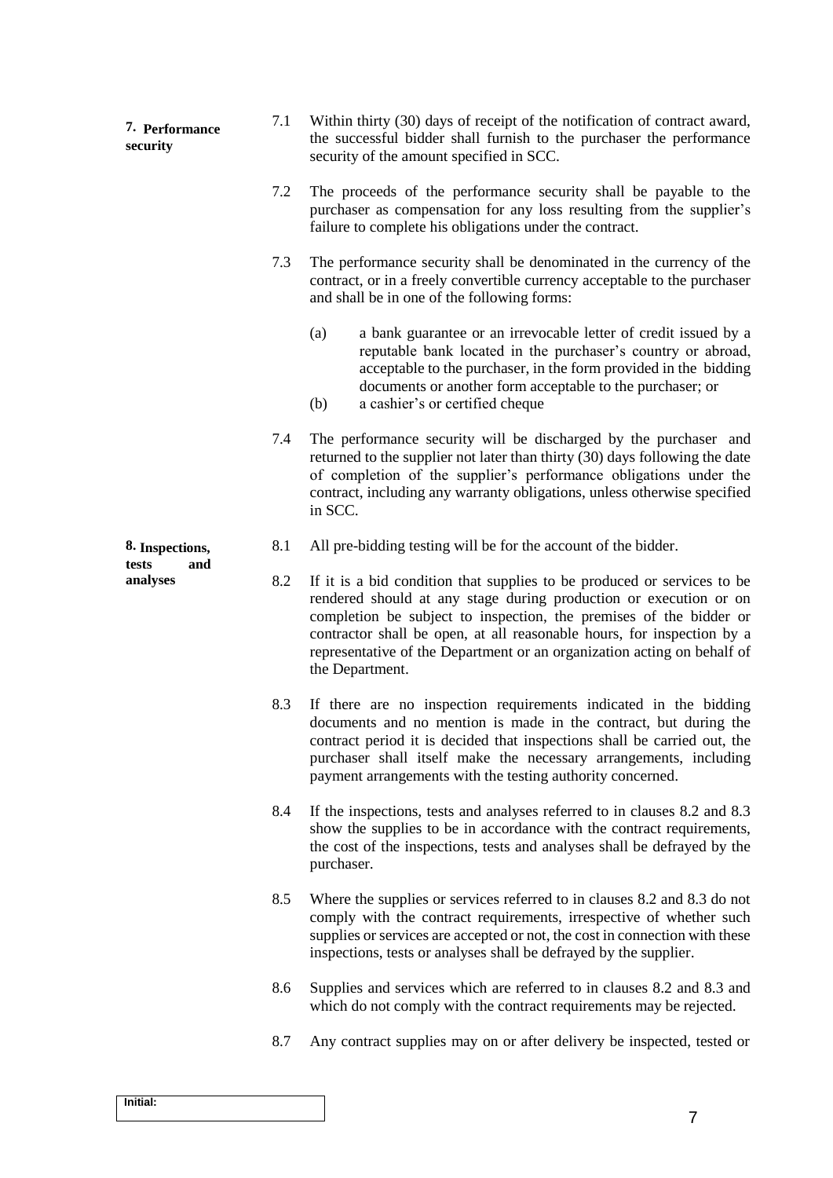**7. Performance security**

7.1 Within thirty (30) days of receipt of the notification of contract award, the successful bidder shall furnish to the purchaser the performance security of the amount specified in SCC.

7.2 The proceeds of the performance security shall be payable to the purchaser as compensation for any loss resulting from the supplier's failure to complete his obligations under the contract.

7.3 The performance security shall be denominated in the currency of the contract, or in a freely convertible currency acceptable to the purchaser and shall be in one of the following forms:

(a) a bank guarantee or an irrevocable letter of credit issued by a reputable bank located in the purchaser's country or abroad, acceptable to the purchaser, in the form provided in the bidding documents or another form acceptable to the purchaser; or

(b) a cashier's or certified cheque

7.4 The performance security will be discharged by the purchaser and returned to the supplier not later than thirty (30) days following the date of completion of the supplier's performance obligations under the contract, including any warranty obligations, unless otherwise specified in SCC.

**8. Inspections, tests and analyses**

8.1 All pre-bidding testing will be for the account of the bidder.

8.2 If it is a bid condition that supplies to be produced or services to be rendered should at any stage during production or execution or on completion be subject to inspection, the premises of the bidder or contractor shall be open, at all reasonable hours, for inspection by a representative of the Department or an organization acting on behalf of the Department.

8.3 If there are no inspection requirements indicated in the bidding documents and no mention is made in the contract, but during the contract period it is decided that inspections shall be carried out, the purchaser shall itself make the necessary arrangements, including payment arrangements with the testing authority concerned.

8.4 If the inspections, tests and analyses referred to in clauses 8.2 and 8.3 show the supplies to be in accordance with the contract requirements, the cost of the inspections, tests and analyses shall be defrayed by the purchaser.

8.5 Where the supplies or services referred to in clauses 8.2 and 8.3 do not comply with the contract requirements, irrespective of whether such supplies or services are accepted or not, the cost in connection with these inspections, tests or analyses shall be defrayed by the supplier.

8.6 Supplies and services which are referred to in clauses 8.2 and 8.3 and which do not comply with the contract requirements may be rejected.

8.7 Any contract supplies may on or after delivery be inspected, tested or

Initial: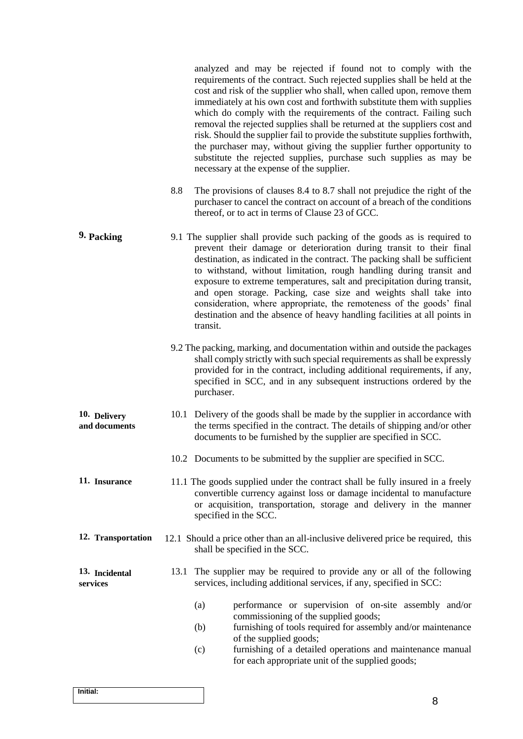analyzed and may be rejected if found not to comply with the requirements of the contract. Such rejected supplies shall be held at the cost and risk of the supplier who shall, when called upon, remove them immediately at his own cost and forthwith substitute them with supplies which do comply with the requirements of the contract. Failing such removal the rejected supplies shall be returned at the suppliers cost and risk. Should the supplier fail to provide the substitute supplies forthwith, the purchaser may, without giving the supplier further opportunity to substitute the rejected supplies, purchase such supplies as may be necessary at the expense of the supplier.

8.8 The provisions of clauses 8.4 to 8.7 shall not prejudice the right of the purchaser to cancel the contract on account of a breach of the conditions thereof, or to act in terms of Clause 23 of GCC.

**9. Packing**

9.1 The supplier shall provide such packing of the goods as is required to prevent their damage or deterioration during transit to their final destination, as indicated in the contract. The packing shall be sufficient to withstand, without limitation, rough handling during transit and exposure to extreme temperatures, salt and precipitation during transit, and open storage. Packing, case size and weights shall take into consideration, where appropriate, the remoteness of the goods' final destination and the absence of heavy handling facilities at all points in transit.

9.2 The packing, marking, and documentation within and outside the packages shall comply strictly with such special requirements as shall be expressly provided for in the contract, including additional requirements, if any, specified in SCC, and in any subsequent instructions ordered by the purchaser.

**10. Delivery and documents**

10.1 Delivery of the goods shall be made by the supplier in accordance with the terms specified in the contract. The details of shipping and/or other documents to be furnished by the supplier are specified in SCC.

10.2 Documents to be submitted by the supplier are specified in SCC.

**11. Insurance**

11.1 The goods supplied under the contract shall be fully insured in a freely convertible currency against loss or damage incidental to manufacture or acquisition, transportation, storage and delivery in the manner specified in the SCC.

**12. Transportation**

12.1 Should a price other than an all-inclusive delivered price be required, this shall be specified in the SCC.

**13. Incidental services**

13.1 The supplier may be required to provide any or all of the following services, including additional services, if any, specified in SCC:

(a) performance or supervision of on-site assembly and/or commissioning of the supplied goods;

(b) furnishing of tools required for assembly and/or maintenance of the supplied goods;

(c) furnishing of a detailed operations and maintenance manual for each appropriate unit of the supplied goods;

Initial: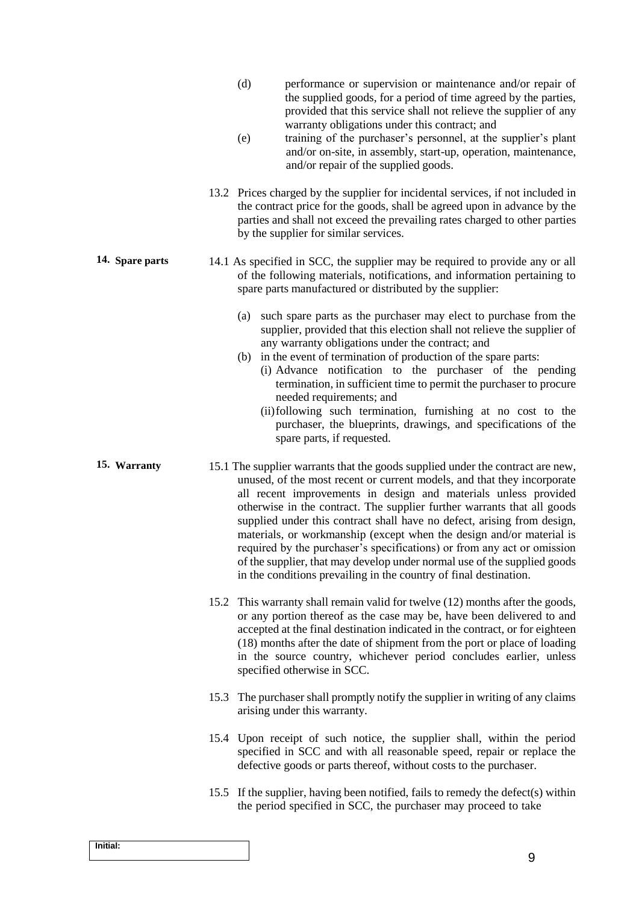(d) performance or supervision or maintenance and/or repair of the supplied goods, for a period of time agreed by the parties, provided that this service shall not relieve the supplier of any warranty obligations under this contract; and

(e) training of the purchaser's personnel, at the supplier's plant and/or on-site, in assembly, start-up, operation, maintenance, and/or repair of the supplied goods.

13.2 Prices charged by the supplier for incidental services, if not included in the contract price for the goods, shall be agreed upon in advance by the parties and shall not exceed the prevailing rates charged to other parties by the supplier for similar services.

**14. Spare parts**

14.1 As specified in SCC, the supplier may be required to provide any or all of the following materials, notifications, and information pertaining to spare parts manufactured or distributed by the supplier:

(a) such spare parts as the purchaser may elect to purchase from the supplier, provided that this election shall not relieve the supplier of any warranty obligations under the contract; and

(b) in the event of termination of production of the spare parts:

(i) Advance notification to the purchaser of the pending termination, in sufficient time to permit the purchaser to procure needed requirements; and

(ii) following such termination, furnishing at no cost to the purchaser, the blueprints, drawings, and specifications of the spare parts, if requested.

**15. Warranty**

15.1 The supplier warrants that the goods supplied under the contract are new, unused, of the most recent or current models, and that they incorporate all recent improvements in design and materials unless provided otherwise in the contract. The supplier further warrants that all goods supplied under this contract shall have no defect, arising from design, materials, or workmanship (except when the design and/or material is required by the purchaser's specifications) or from any act or omission of the supplier, that may develop under normal use of the supplied goods in the conditions prevailing in the country of final destination.

15.2 This warranty shall remain valid for twelve (12) months after the goods, or any portion thereof as the case may be, have been delivered to and accepted at the final destination indicated in the contract, or for eighteen (18) months after the date of shipment from the port or place of loading in the source country, whichever period concludes earlier, unless specified otherwise in SCC.

15.3 The purchaser shall promptly notify the supplier in writing of any claims arising under this warranty.

15.4 Upon receipt of such notice, the supplier shall, within the period specified in SCC and with all reasonable speed, repair or replace the defective goods or parts thereof, without costs to the purchaser.

15.5 If the supplier, having been notified, fails to remedy the defect(s) within the period specified in SCC, the purchaser may proceed to take

Initial: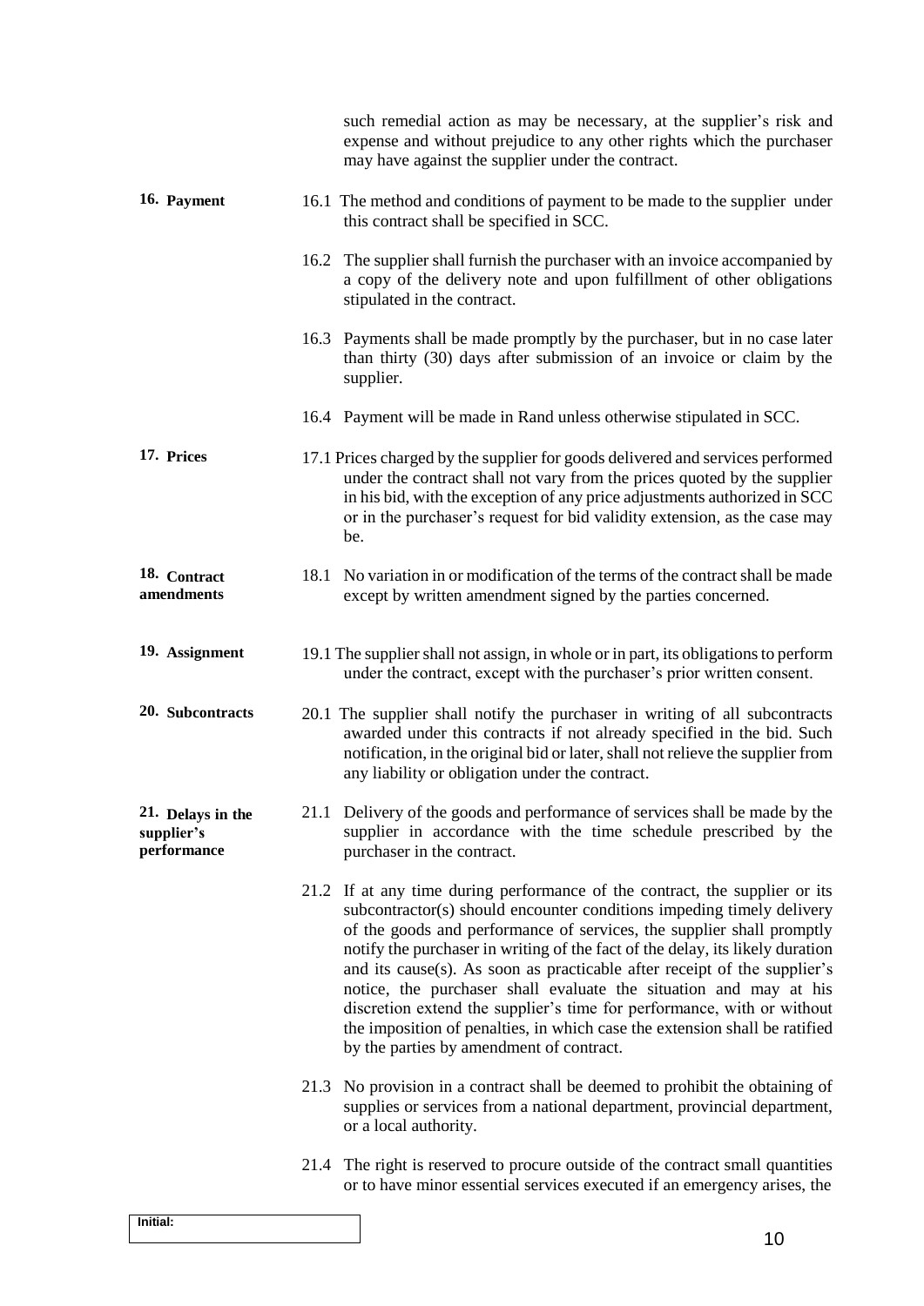such remedial action as may be necessary, at the supplier's risk and expense and without prejudice to any other rights which the purchaser may have against the supplier under the contract.

**16. Payment**

16.1 The method and conditions of payment to be made to the supplier under this contract shall be specified in SCC.

16.2 The supplier shall furnish the purchaser with an invoice accompanied by a copy of the delivery note and upon fulfillment of other obligations stipulated in the contract.

16.3 Payments shall be made promptly by the purchaser, but in no case later than thirty (30) days after submission of an invoice or claim by the supplier.

16.4 Payment will be made in Rand unless otherwise stipulated in SCC.

**17. Prices**

17.1 Prices charged by the supplier for goods delivered and services performed under the contract shall not vary from the prices quoted by the supplier in his bid, with the exception of any price adjustments authorized in SCC or in the purchaser's request for bid validity extension, as the case may be.

**18. Contract amendments**

18.1 No variation in or modification of the terms of the contract shall be made except by written amendment signed by the parties concerned.

**19. Assignment**

19.1 The supplier shall not assign, in whole or in part, its obligations to perform under the contract, except with the purchaser's prior written consent.

**20. Subcontracts**

20.1 The supplier shall notify the purchaser in writing of all subcontracts awarded under this contracts if not already specified in the bid. Such notification, in the original bid or later, shall not relieve the supplier from any liability or obligation under the contract.

**21. Delays in the supplier's performance**

21.1 Delivery of the goods and performance of services shall be made by the supplier in accordance with the time schedule prescribed by the purchaser in the contract.

21.2 If at any time during performance of the contract, the supplier or its subcontractor(s) should encounter conditions impeding timely delivery of the goods and performance of services, the supplier shall promptly notify the purchaser in writing of the fact of the delay, its likely duration and its cause(s). As soon as practicable after receipt of the supplier's notice, the purchaser shall evaluate the situation and may at his discretion extend the supplier's time for performance, with or without the imposition of penalties, in which case the extension shall be ratified by the parties by amendment of contract.

21.3 No provision in a contract shall be deemed to prohibit the obtaining of supplies or services from a national department, provincial department, or a local authority.

21.4 The right is reserved to procure outside of the contract small quantities or to have minor essential services executed if an emergency arises, the

Initial: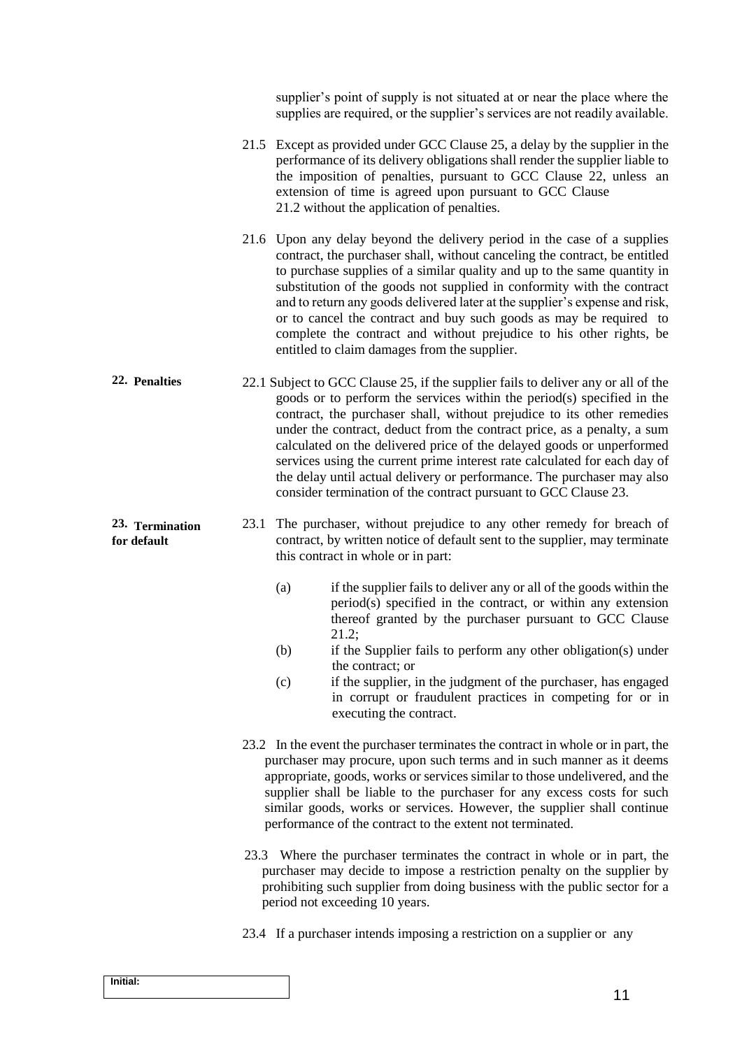supplier's point of supply is not situated at or near the place where the supplies are required, or the supplier's services are not readily available.

21.5 Except as provided under GCC Clause 25, a delay by the supplier in the performance of its delivery obligations shall render the supplier liable to the imposition of penalties, pursuant to GCC Clause 22, unless an extension of time is agreed upon pursuant to GCC Clause 21.2 without the application of penalties.

21.6 Upon any delay beyond the delivery period in the case of a supplies contract, the purchaser shall, without canceling the contract, be entitled to purchase supplies of a similar quality and up to the same quantity in substitution of the goods not supplied in conformity with the contract and to return any goods delivered later at the supplier's expense and risk, or to cancel the contract and buy such goods as may be required to complete the contract and without prejudice to his other rights, be entitled to claim damages from the supplier.

**22. Penalties**

22.1 Subject to GCC Clause 25, if the supplier fails to deliver any or all of the goods or to perform the services within the period(s) specified in the contract, the purchaser shall, without prejudice to its other remedies under the contract, deduct from the contract price, as a penalty, a sum calculated on the delivered price of the delayed goods or unperformed services using the current prime interest rate calculated for each day of the delay until actual delivery or performance. The purchaser may also consider termination of the contract pursuant to GCC Clause 23.

**23. Termination for default**

23.1 The purchaser, without prejudice to any other remedy for breach of contract, by written notice of default sent to the supplier, may terminate this contract in whole or in part:

(a) if the supplier fails to deliver any or all of the goods within the period(s) specified in the contract, or within any extension thereof granted by the purchaser pursuant to GCC Clause 21.2;

(b) if the Supplier fails to perform any other obligation(s) under the contract; or

(c) if the supplier, in the judgment of the purchaser, has engaged in corrupt or fraudulent practices in competing for or in executing the contract.

23.2 In the event the purchaser terminates the contract in whole or in part, the purchaser may procure, upon such terms and in such manner as it deems appropriate, goods, works or services similar to those undelivered, and the supplier shall be liable to the purchaser for any excess costs for such similar goods, works or services. However, the supplier shall continue performance of the contract to the extent not terminated.

23.3 Where the purchaser terminates the contract in whole or in part, the purchaser may decide to impose a restriction penalty on the supplier by prohibiting such supplier from doing business with the public sector for a period not exceeding 10 years.

23.4 If a purchaser intends imposing a restriction on a supplier or any

Initial: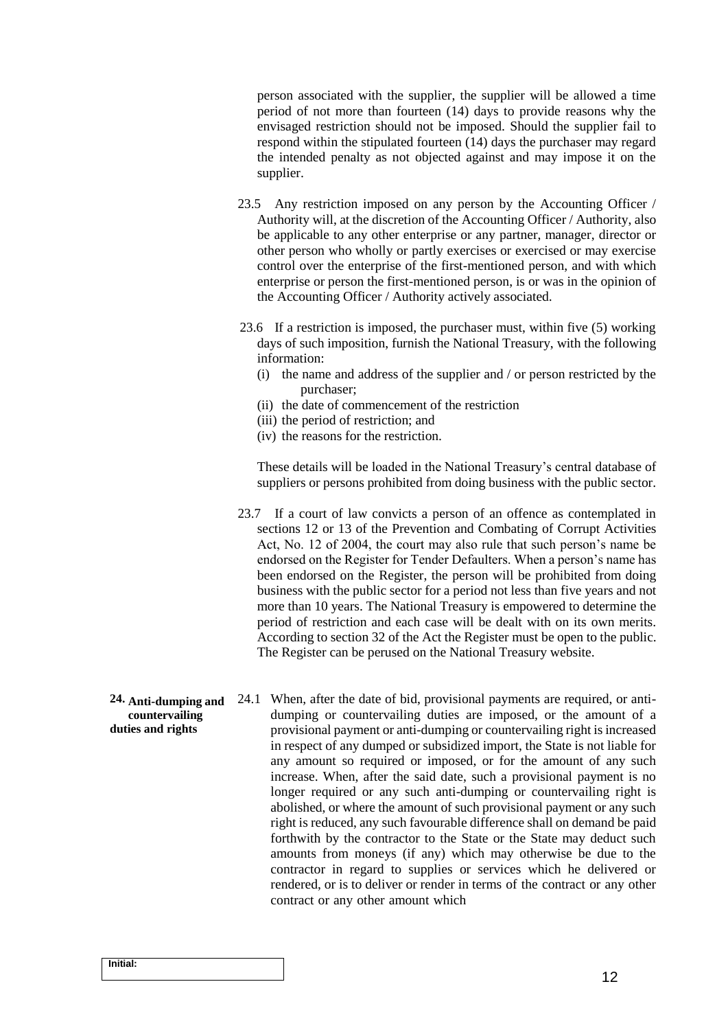person associated with the supplier, the supplier will be allowed a time period of not more than fourteen (14) days to provide reasons why the envisaged restriction should not be imposed. Should the supplier fail to respond within the stipulated fourteen (14) days the purchaser may regard the intended penalty as not objected against and may impose it on the supplier.

23.5 Any restriction imposed on any person by the Accounting Officer / Authority will, at the discretion of the Accounting Officer / Authority, also be applicable to any other enterprise or any partner, manager, director or other person who wholly or partly exercises or exercised or may exercise control over the enterprise of the first-mentioned person, and with which enterprise or person the first-mentioned person, is or was in the opinion of the Accounting Officer / Authority actively associated.

23.6 If a restriction is imposed, the purchaser must, within five (5) working days of such imposition, furnish the National Treasury, with the following information:

(i) the name and address of the supplier and / or person restricted by the purchaser;
(ii) the date of commencement of the restriction
(iii) the period of restriction; and
(iv) the reasons for the restriction.

These details will be loaded in the National Treasury's central database of suppliers or persons prohibited from doing business with the public sector.

23.7 If a court of law convicts a person of an offence as contemplated in sections 12 or 13 of the Prevention and Combating of Corrupt Activities Act, No. 12 of 2004, the court may also rule that such person's name be endorsed on the Register for Tender Defaulters. When a person's name has been endorsed on the Register, the person will be prohibited from doing business with the public sector for a period not less than five years and not more than 10 years. The National Treasury is empowered to determine the period of restriction and each case will be dealt with on its own merits. According to section 32 of the Act the Register must be open to the public. The Register can be perused on the National Treasury website.

**24. Anti-dumping and countervailing duties and rights**

24.1 When, after the date of bid, provisional payments are required, or anti-dumping or countervailing duties are imposed, or the amount of a provisional payment or anti-dumping or countervailing right is increased in respect of any dumped or subsidized import, the State is not liable for any amount so required or imposed, or for the amount of any such increase. When, after the said date, such a provisional payment is no longer required or any such anti-dumping or countervailing right is abolished, or where the amount of such provisional payment or any such right is reduced, any such favourable difference shall on demand be paid forthwith by the contractor to the State or the State may deduct such amounts from moneys (if any) which may otherwise be due to the contractor in regard to supplies or services which he delivered or rendered, or is to deliver or render in terms of the contract or any other contract or any other amount which

**Initial:**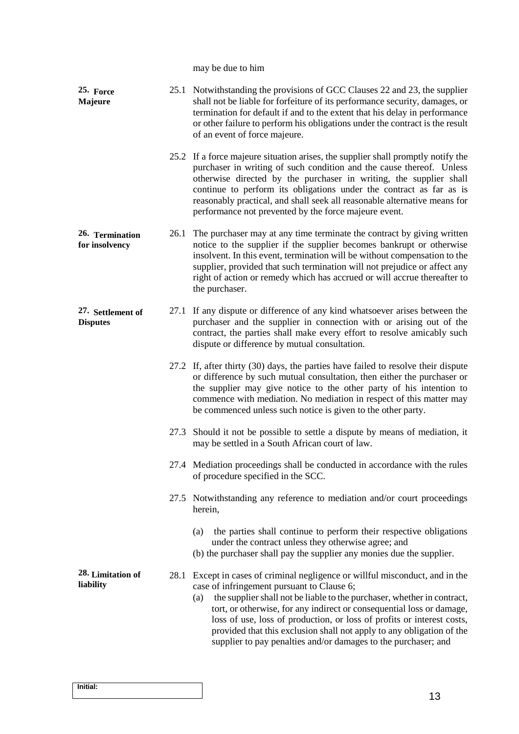may be due to him

**25. Force Majeure**

25.1 Notwithstanding the provisions of GCC Clauses 22 and 23, the supplier shall not be liable for forfeiture of its performance security, damages, or termination for default if and to the extent that his delay in performance or other failure to perform his obligations under the contract is the result of an event of force majeure.

25.2 If a force majeure situation arises, the supplier shall promptly notify the purchaser in writing of such condition and the cause thereof. Unless otherwise directed by the purchaser in writing, the supplier shall continue to perform its obligations under the contract as far as is reasonably practical, and shall seek all reasonable alternative means for performance not prevented by the force majeure event.

**26. Termination for insolvency**

26.1 The purchaser may at any time terminate the contract by giving written notice to the supplier if the supplier becomes bankrupt or otherwise insolvent. In this event, termination will be without compensation to the supplier, provided that such termination will not prejudice or affect any right of action or remedy which has accrued or will accrue thereafter to the purchaser.

**27. Settlement of Disputes**

27.1 If any dispute or difference of any kind whatsoever arises between the purchaser and the supplier in connection with or arising out of the contract, the parties shall make every effort to resolve amicably such dispute or difference by mutual consultation.

27.2 If, after thirty (30) days, the parties have failed to resolve their dispute or difference by such mutual consultation, then either the purchaser or the supplier may give notice to the other party of his intention to commence with mediation. No mediation in respect of this matter may be commenced unless such notice is given to the other party.

27.3 Should it not be possible to settle a dispute by means of mediation, it may be settled in a South African court of law.

27.4 Mediation proceedings shall be conducted in accordance with the rules of procedure specified in the SCC.

27.5 Notwithstanding any reference to mediation and/or court proceedings herein,

(a) the parties shall continue to perform their respective obligations under the contract unless they otherwise agree; and
(b) the purchaser shall pay the supplier any monies due the supplier.

**28. Limitation of liability**

28.1 Except in cases of criminal negligence or willful misconduct, and in the case of infringement pursuant to Clause 6;

(a) the supplier shall not be liable to the purchaser, whether in contract, tort, or otherwise, for any indirect or consequential loss or damage, loss of use, loss of production, or loss of profits or interest costs, provided that this exclusion shall not apply to any obligation of the supplier to pay penalties and/or damages to the purchaser; and

Initial: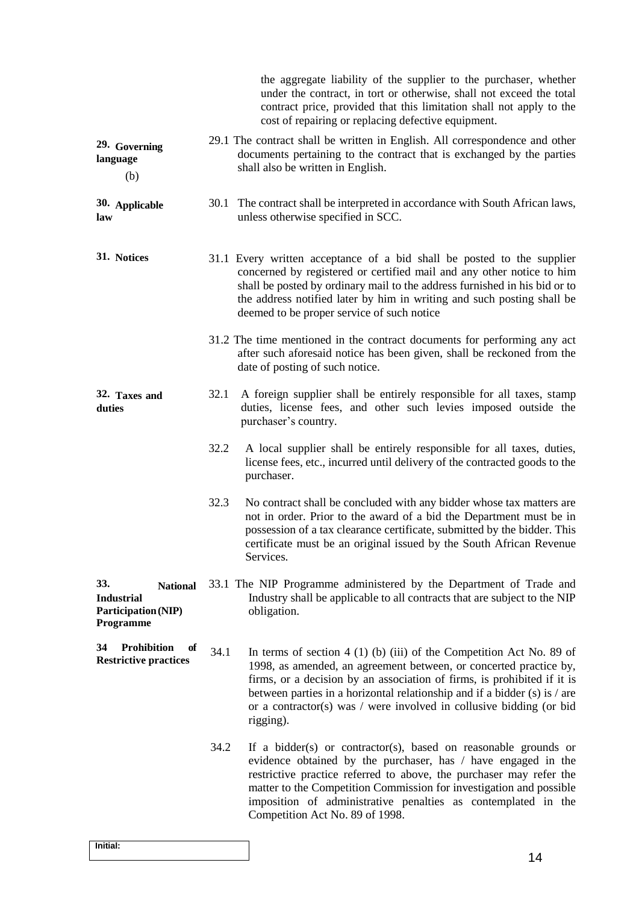the aggregate liability of the supplier to the purchaser, whether under the contract, in tort or otherwise, shall not exceed the total contract price, provided that this limitation shall not apply to the cost of repairing or replacing defective equipment.

**29. Governing language**

(b)

29.1 The contract shall be written in English. All correspondence and other documents pertaining to the contract that is exchanged by the parties shall also be written in English.

**30. Applicable law**

30.1 The contract shall be interpreted in accordance with South African laws, unless otherwise specified in SCC.

**31. Notices**

31.1 Every written acceptance of a bid shall be posted to the supplier concerned by registered or certified mail and any other notice to him shall be posted by ordinary mail to the address furnished in his bid or to the address notified later by him in writing and such posting shall be deemed to be proper service of such notice

31.2 The time mentioned in the contract documents for performing any act after such aforesaid notice has been given, shall be reckoned from the date of posting of such notice.

**32. Taxes and duties**

32.1 A foreign supplier shall be entirely responsible for all taxes, stamp duties, license fees, and other such levies imposed outside the purchaser's country.

32.2 A local supplier shall be entirely responsible for all taxes, duties, license fees, etc., incurred until delivery of the contracted goods to the purchaser.

32.3 No contract shall be concluded with any bidder whose tax matters are not in order. Prior to the award of a bid the Department must be in possession of a tax clearance certificate, submitted by the bidder. This certificate must be an original issued by the South African Revenue Services.

**33. National Industrial Participation (NIP) Programme**

33.1 The NIP Programme administered by the Department of Trade and Industry shall be applicable to all contracts that are subject to the NIP obligation.

**34 Prohibition of Restrictive practices**

34.1 In terms of section 4 (1) (b) (iii) of the Competition Act No. 89 of 1998, as amended, an agreement between, or concerted practice by, firms, or a decision by an association of firms, is prohibited if it is between parties in a horizontal relationship and if a bidder (s) is / are or a contractor(s) was / were involved in collusive bidding (or bid rigging).

34.2 If a bidder(s) or contractor(s), based on reasonable grounds or evidence obtained by the purchaser, has / have engaged in the restrictive practice referred to above, the purchaser may refer the matter to the Competition Commission for investigation and possible imposition of administrative penalties as contemplated in the Competition Act No. 89 of 1998.

Initial: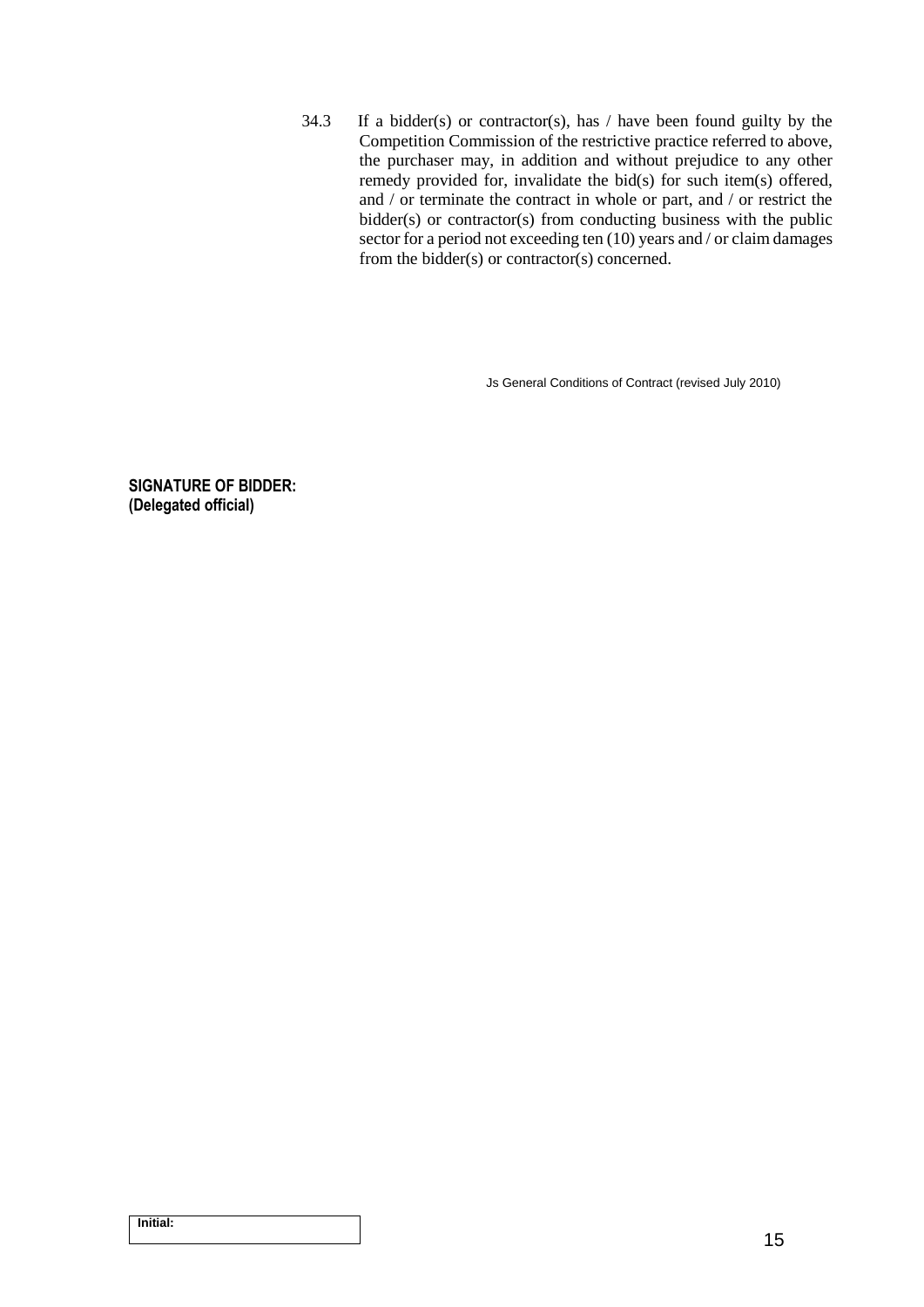34.3 If a bidder(s) or contractor(s), has / have been found guilty by the Competition Commission of the restrictive practice referred to above, the purchaser may, in addition and without prejudice to any other remedy provided for, invalidate the bid(s) for such item(s) offered, and / or terminate the contract in whole or part, and / or restrict the bidder(s) or contractor(s) from conducting business with the public sector for a period not exceeding ten (10) years and / or claim damages from the bidder(s) or contractor(s) concerned.

Js General Conditions of Contract (revised July 2010)

**SIGNATURE OF BIDDER:**
**(Delegated official)**

**Initial:**